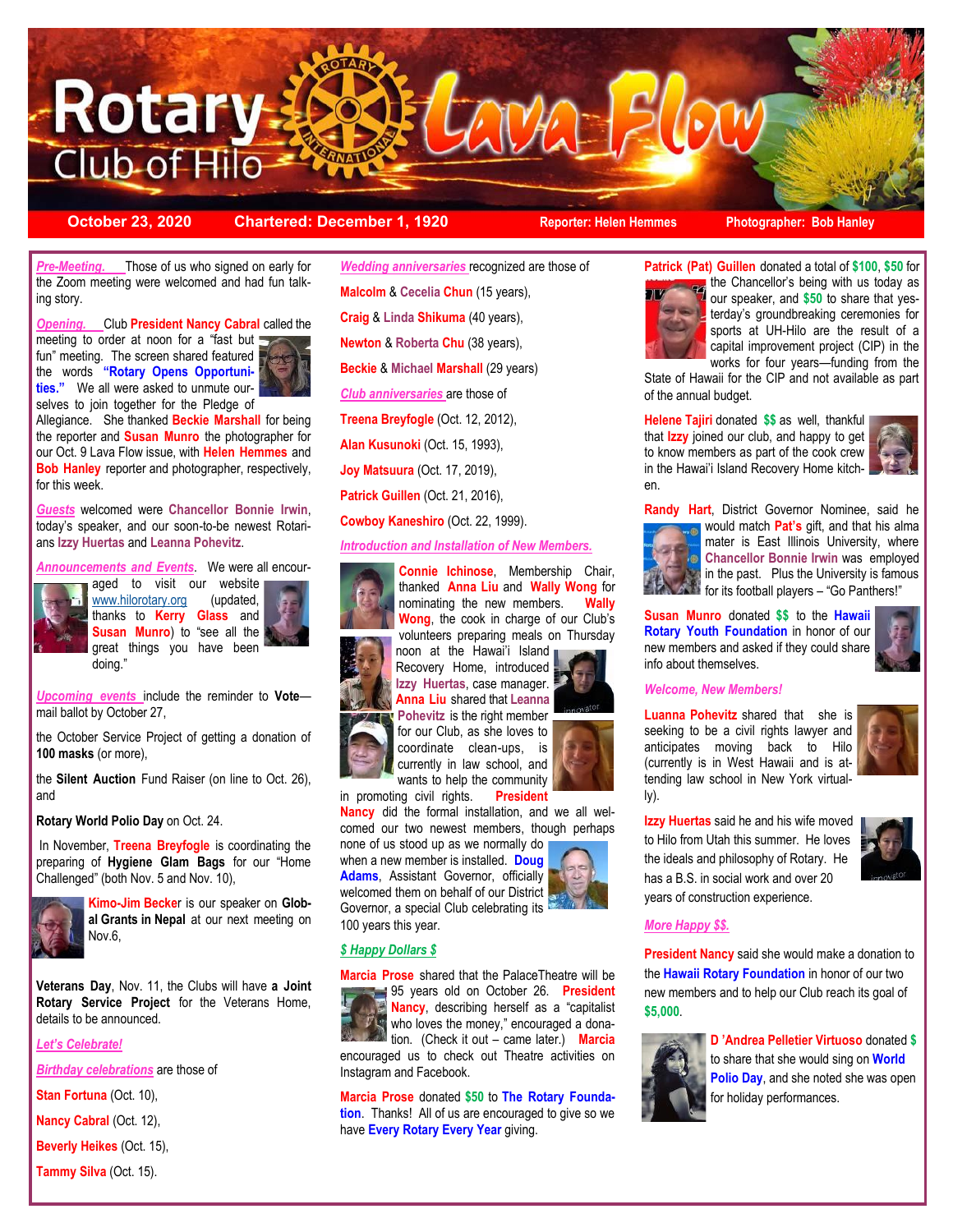# Rotary Club of Hilo — Lava Flow

**October 23, 2020** | **Chartered: December 1, 1920** | **Reporter: Helen Hemmes** | **Photographer: Bob Hanley**

*Pre-Meeting.* Those of us who signed on early for the Zoom meeting were welcomed and had fun talking story.

*Opening.* Club **President Nancy Cabral** called the meeting to order at noon for a "fast but fun" meeting. The screen shared featured the words **"Rotary Opens Opportunities."** We all were asked to unmute ourselves to join together for the Pledge of Allegiance. She thanked **Beckie Marshall** for being the reporter and **Susan Munro** the photographer for our Oct. 9 Lava Flow issue, with **Helen Hemmes** and **Bob Hanley** reporter and photographer, respectively, for this week.

*Guests* welcomed were **Chancellor Bonnie Irwin**, today's speaker, and our soon-to-be newest Rotarians **Izzy Huertas** and **Leanna Pohevitz**.

*Announcements and Events*. We were all encouraged to visit our website www.hilorotary.org (updated, thanks to **Kerry Glass** and **Susan Munro**) to "see all the great things you have been doing."

*Upcoming events* include the reminder to **Vote**—mail ballot by October 27,

the October Service Project of getting a donation of **100 masks** (or more),

the **Silent Auction** Fund Raiser (on line to Oct. 26), and

**Rotary World Polio Day** on Oct. 24.

In November, **Treena Breyfogle** is coordinating the preparing of **Hygiene Glam Bags** for our "Home Challenged" (both Nov. 5 and Nov. 10),

**Kimo-Jim Becker** is our speaker on **Global Grants in Nepal** at our next meeting on Nov.6,

**Veterans Day**, Nov. 11, the Clubs will have **a Joint Rotary Service Project** for the Veterans Home, details to be announced.

*Let's Celebrate!*

*Birthday celebrations* are those of

**Stan Fortuna** (Oct. 10),

**Nancy Cabral** (Oct. 12),

**Beverly Heikes** (Oct. 15),

**Tammy Silva** (Oct. 15).

*Wedding anniversaries* recognized are those of

**Malcolm** & **Cecelia Chun** (15 years),

**Craig** & **Linda Shikuma** (40 years),

**Newton** & **Roberta Chu** (38 years),

**Beckie** & **Michael Marshall** (29 years)

*Club anniversaries* are those of

**Treena Breyfogle** (Oct. 12, 2012),

**Alan Kusunoki** (Oct. 15, 1993),

**Joy Matsuura** (Oct. 17, 2019),

**Patrick Guillen** (Oct. 21, 2016),

**Cowboy Kaneshiro** (Oct. 22, 1999).

*Introduction and Installation of New Members.*

**Connie Ichinose**, Membership Chair, thanked **Anna Liu** and **Wally Wong** for nominating the new members. **Wally Wong**, the cook in charge of our Club's volunteers preparing meals on Thursday noon at the Hawai'i Island Recovery Home, introduced **Izzy Huertas**, case manager. **Anna Liu** shared that **Leanna Pohevitz** is the right member for our Club, as she loves to coordinate clean-ups, is currently in law school, and wants to help the community in promoting civil rights. **President Nancy** did the formal installation, and we all welcomed our two newest members, though perhaps none of us stood up as we normally do when a new member is installed. **Doug Adams**, Assistant Governor, officially welcomed them on behalf of our District Governor, a special Club celebrating its 100 years this year.

*$ Happy Dollars $*

**Marcia Prose** shared that the PalaceTheatre will be 95 years old on October 26. **President Nancy**, describing herself as a "capitalist who loves the money," encouraged a donation. (Check it out – came later.) **Marcia** encouraged us to check out Theatre activities on Instagram and Facebook.

**Marcia Prose** donated **$50** to **The Rotary Foundation**. Thanks! All of us are encouraged to give so we have **Every Rotary Every Year** giving.

**Patrick (Pat) Guillen** donated a total of **$100**, **$50** for the Chancellor's being with us today as our speaker, and **$50** to share that yesterday's groundbreaking ceremonies for sports at UH-Hilo are the result of a capital improvement project (CIP) in the works for four years—funding from the State of Hawaii for the CIP and not available as part of the annual budget.

**Helene Tajiri** donated **$$** as well, thankful that **Izzy** joined our club, and happy to get to know members as part of the cook crew in the Hawai'i Island Recovery Home kitchen.

**Randy Hart**, District Governor Nominee, said he would match **Pat's** gift, and that his alma mater is East Illinois University, where **Chancellor Bonnie Irwin** was employed in the past. Plus the University is famous for its football players – "Go Panthers!"

**Susan Munro** donated **$$** to the **Hawaii Rotary Youth Foundation** in honor of our new members and asked if they could share info about themselves.

*Welcome, New Members!*

**Luanna Pohevitz** shared that she is seeking to be a civil rights lawyer and anticipates moving back to Hilo (currently is in West Hawaii and is attending law school in New York virtually).

**Izzy Huertas** said he and his wife moved to Hilo from Utah this summer. He loves the ideals and philosophy of Rotary. He has a B.S. in social work and over 20 years of construction experience.

*More Happy $$.*

**President Nancy** said she would make a donation to the **Hawaii Rotary Foundation** in honor of our two new members and to help our Club reach its goal of **$5,000**.

**D 'Andrea Pelletier Virtuoso** donated **$** to share that she would sing on **World Polio Day**, and she noted she was open for holiday performances.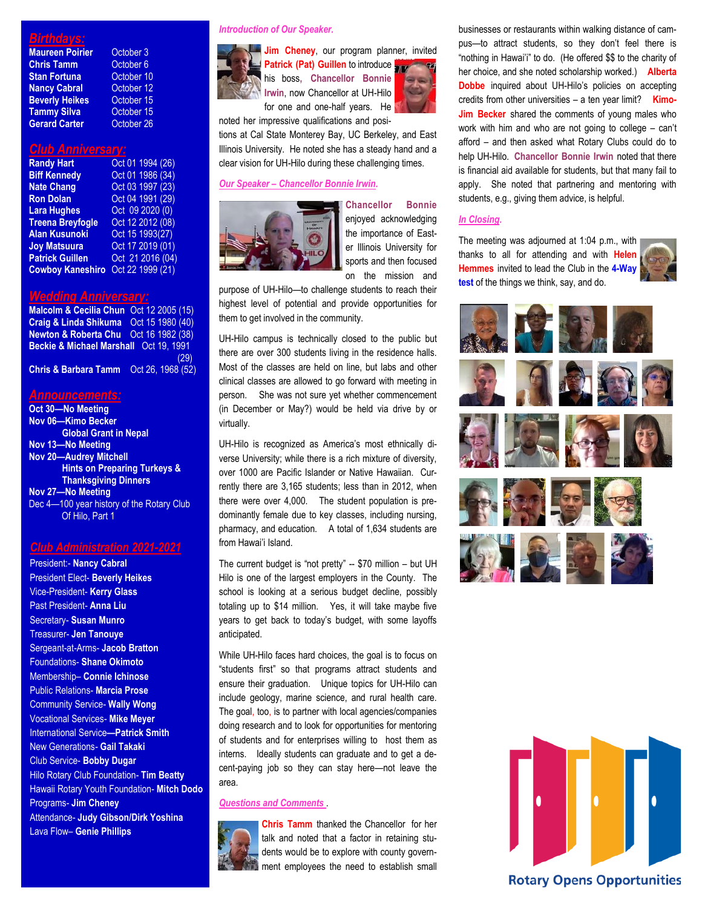## Birthdays:

| | |
|---|---|
| **Maureen Poirier** | October 3 |
| **Chris Tamm** | October 6 |
| **Stan Fortuna** | October 10 |
| **Nancy Cabral** | October 12 |
| **Beverly Heikes** | October 15 |
| **Tammy Silva** | October 15 |
| **Gerard Carter** | October 26 |

## Club Anniversary:

| | |
|---|---|
| **Randy Hart** | Oct 01 1994 (26) |
| **Biff Kennedy** | Oct 01 1986 (34) |
| **Nate Chang** | Oct 03 1997 (23) |
| **Ron Dolan** | Oct 04 1991 (29) |
| **Lara Hughes** | Oct 09 2020 (0) |
| **Treena Breyfogle** | Oct 12 2012 (08) |
| **Alan Kusunoki** | Oct 15 1993(27) |
| **Joy Matsuura** | Oct 17 2019 (01) |
| **Patrick Guillen** | Oct 21 2016 (04) |
| **Cowboy Kaneshiro** | Oct 22 1999 (21) |

## Wedding Anniversary:

| | |
|---|---|
| **Malcolm & Cecilia Chun** | Oct 12 2005 (15) |
| **Craig & Linda Shikuma** | Oct 15 1980 (40) |
| **Newton & Roberta Chu** | Oct 16 1982 (38) |
| **Beckie & Michael Marshall** | Oct 19, 1991 (29) |
| **Chris & Barbara Tamm** | Oct 26, 1968 (52) |

## Announcements:

**Oct 30—No Meeting**
**Nov 06—Kimo Becker**
**Global Grant in Nepal**
**Nov 13—No Meeting**
**Nov 20—Audrey Mitchell**
**Hints on Preparing Turkeys & Thanksgiving Dinners**
**Nov 27—No Meeting**
Dec 4—100 year history of the Rotary Club Of Hilo, Part 1

## Club Administration 2021-2021

President:- **Nancy Cabral**
President Elect- **Beverly Heikes**
Vice-President- **Kerry Glass**
Past President- **Anna Liu**
Secretary- **Susan Munro**
Treasurer- **Jen Tanouye**
Sergeant-at-Arms- **Jacob Bratton**
Foundations- **Shane Okimoto**
Membership– **Connie Ichinose**
Public Relations- **Marcia Prose**
Community Service- **Wally Wong**
Vocational Services- **Mike Meyer**
International Service**—Patrick Smith**
New Generations- **Gail Takaki**
Club Service- **Bobby Dugar**
Hilo Rotary Club Foundation- **Tim Beatty**
Hawaii Rotary Youth Foundation- **Mitch Dodo**
Programs- **Jim Cheney**
Attendance- **Judy Gibson/Dirk Yoshina**
Lava Flow– **Genie Phillips**

### *Introduction of Our Speaker.*

**Jim Cheney**, our program planner, invited **Patrick (Pat) Guillen** to introduce his boss, **Chancellor Bonnie Irwin**, now Chancellor at UH-Hilo for one and one-half years. He noted her impressive qualifications and positions at Cal State Monterey Bay, UC Berkeley, and East Illinois University. He noted she has a steady hand and a clear vision for UH-Hilo during these challenging times.

### *Our Speaker – Chancellor Bonnie Irwin.*

**Chancellor Bonnie** enjoyed acknowledging the importance of Easter Illinois University for sports and then focused on the mission and purpose of UH-Hilo—to challenge students to reach their highest level of potential and provide opportunities for them to get involved in the community.

UH-Hilo campus is technically closed to the public but there are over 300 students living in the residence halls. Most of the classes are held on line, but labs and other clinical classes are allowed to go forward with meeting in person. She was not sure yet whether commencement (in December or May?) would be held via drive by or virtually.

UH-Hilo is recognized as America's most ethnically diverse University; while there is a rich mixture of diversity, over 1000 are Pacific Islander or Native Hawaiian. Currently there are 3,165 students; less than in 2012, when there were over 4,000. The student population is predominantly female due to key classes, including nursing, pharmacy, and education. A total of 1,634 students are from Hawai'i Island.

The current budget is "not pretty" -- $70 million – but UH Hilo is one of the largest employers in the County. The school is looking at a serious budget decline, possibly totaling up to $14 million. Yes, it will take maybe five years to get back to today's budget, with some layoffs anticipated.

While UH-Hilo faces hard choices, the goal is to focus on "students first" so that programs attract students and ensure their graduation. Unique topics for UH-Hilo can include geology, marine science, and rural health care. The goal, too, is to partner with local agencies/companies doing research and to look for opportunities for mentoring of students and for enterprises willing to host them as interns. Ideally students can graduate and to get a decent-paying job so they can stay here—not leave the area.

### *Questions and Comments .*

**Chris Tamm** thanked the Chancellor for her talk and noted that a factor in retaining students would be to explore with county government employees the need to establish small businesses or restaurants within walking distance of campus—to attract students, so they don't feel there is "nothing in Hawai'i" to do. (He offered $$ to the charity of her choice, and she noted scholarship worked.) **Alberta Dobbe** inquired about UH-Hilo's policies on accepting credits from other universities – a ten year limit? **Kimo-Jim Becker** shared the comments of young males who work with him and who are not going to college – can't afford – and then asked what Rotary Clubs could do to help UH-Hilo. **Chancellor Bonnie Irwin** noted that there is financial aid available for students, but that many fail to apply. She noted that partnering and mentoring with students, e.g., giving them advice, is helpful.

### *In Closing.*

The meeting was adjourned at 1:04 p.m., with thanks to all for attending and with **Helen Hemmes** invited to lead the Club in the **4-Way test** of the things we think, say, and do.

Rotary Opens Opportunities